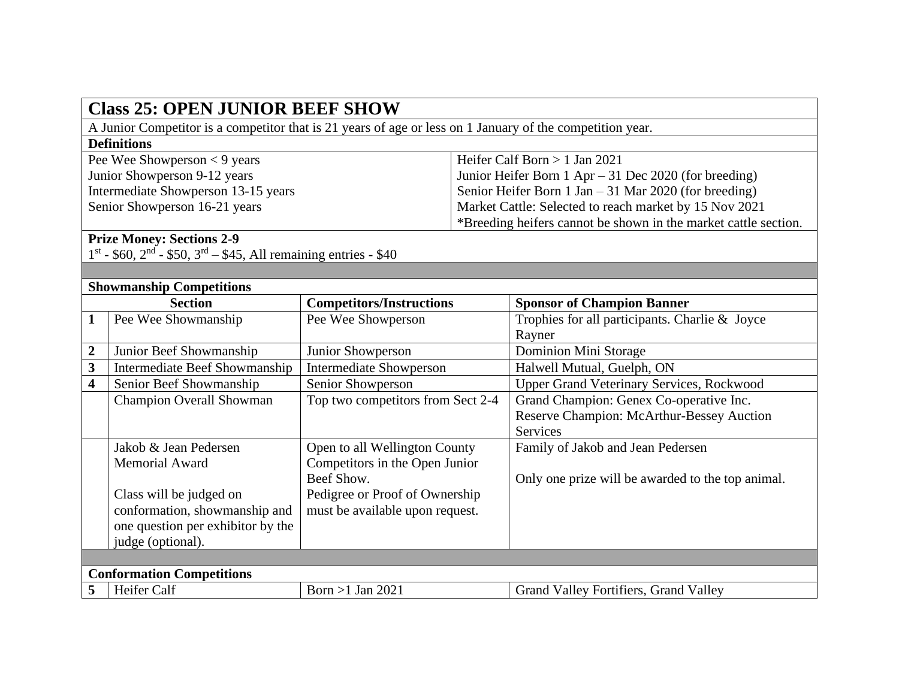## Class 25: OPEN JUNIOR BEEF SHOW

A Junior Competitor is a competitor that is 21 years of age or less on 1 January of the competition year.

**Definitions**

| | |
|---|---|
| Pee Wee Showperson < 9 years | Heifer Calf Born > 1 Jan 2021 |
| Junior Showperson 9-12 years | Junior Heifer Born 1 Apr – 31 Dec 2020 (for breeding) |
| Intermediate Showperson 13-15 years | Senior Heifer Born 1 Jan – 31 Mar 2020 (for breeding) |
| Senior Showperson 16-21 years | Market Cattle: Selected to reach market by 15 Nov 2021 |
| | *Breeding heifers cannot be shown in the market cattle section. |

**Prize Money: Sections 2-9**

1st - $60, 2nd - $50, 3rd – $45, All remaining entries - $40

**Showmanship Competitions**

| | Section | Competitors/Instructions | Sponsor of Champion Banner |
|---|---|---|---|
| **1** | Pee Wee Showmanship | Pee Wee Showperson | Trophies for all participants. Charlie & Joyce Rayner |
| **2** | Junior Beef Showmanship | Junior Showperson | Dominion Mini Storage |
| **3** | Intermediate Beef Showmanship | Intermediate Showperson | Halwell Mutual, Guelph, ON |
| **4** | Senior Beef Showmanship | Senior Showperson | Upper Grand Veterinary Services, Rockwood |
| | Champion Overall Showman | Top two competitors from Sect 2-4 | Grand Champion: Genex Co-operative Inc.<br>Reserve Champion: McArthur-Bessey Auction Services |
| | Jakob & Jean Pedersen Memorial Award<br><br>Class will be judged on conformation, showmanship and one question per exhibitor by the judge (optional). | Open to all Wellington County Competitors in the Open Junior Beef Show.<br>Pedigree or Proof of Ownership must be available upon request. | Family of Jakob and Jean Pedersen<br><br>Only one prize will be awarded to the top animal. |

**Conformation Competitions**

| | | | |
|---|---|---|---|
| **5** | Heifer Calf | Born >1 Jan 2021 | Grand Valley Fortifiers, Grand Valley |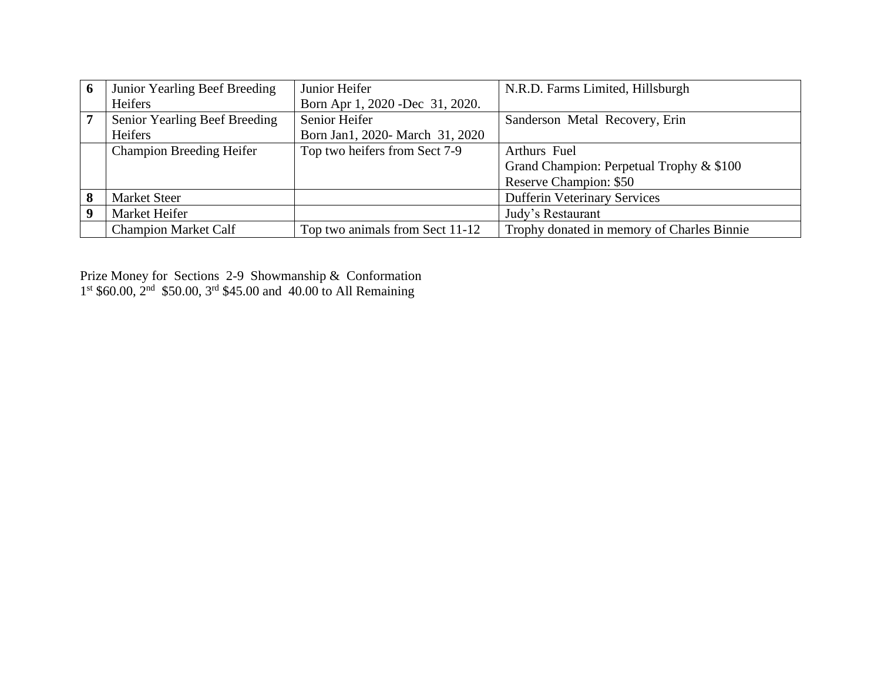| | | | |
|---|---|---|---|
| **6** | Junior Yearling Beef Breeding Heifers | Junior Heifer<br>Born Apr 1, 2020 -Dec 31, 2020. | N.R.D. Farms Limited, Hillsburgh |
| **7** | Senior Yearling Beef Breeding Heifers | Senior Heifer<br>Born Jan1, 2020- March 31, 2020 | Sanderson Metal Recovery, Erin |
| | Champion Breeding Heifer | Top two heifers from Sect 7-9 | Arthurs Fuel<br>Grand Champion: Perpetual Trophy & $100<br>Reserve Champion: $50 |
| **8** | Market Steer | | Dufferin Veterinary Services |
| **9** | Market Heifer | | Judy's Restaurant |
| | Champion Market Calf | Top two animals from Sect 11-12 | Trophy donated in memory of Charles Binnie |

Prize Money for Sections 2-9 Showmanship & Conformation
1st $60.00, 2nd $50.00, 3rd $45.00 and 40.00 to All Remaining